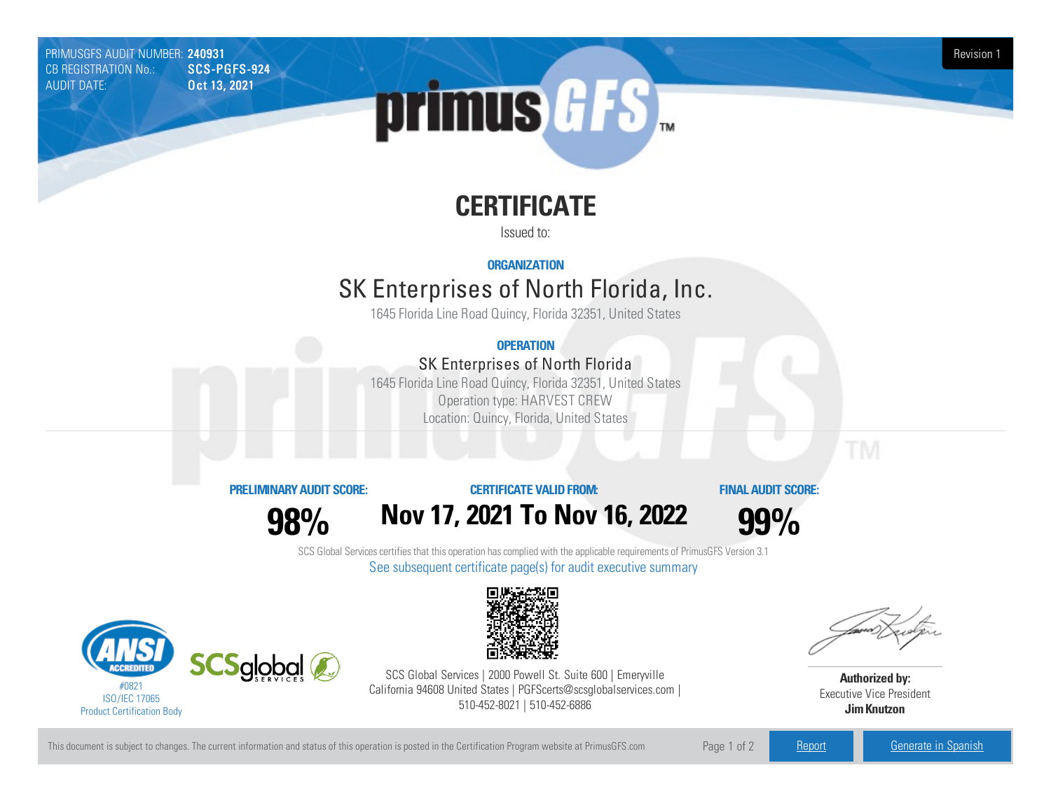PRIMUSGFS AUDIT NUMBER: **240931**
CB REGISTRATION No.: **SCS-PGFS-924**
AUDIT DATE: **Oct 13, 2021**

Revision 1

primus GFS™

# CERTIFICATE

Issued to:

**ORGANIZATION**

## SK Enterprises of North Florida, Inc.

1645 Florida Line Road Quincy, Florida 32351, United States

**OPERATION**

### SK Enterprises of North Florida

1645 Florida Line Road Quincy, Florida 32351, United States
Operation type: HARVEST CREW
Location: Quincy, Florida, United States

| PRELIMINARY AUDIT SCORE: | CERTIFICATE VALID FROM: | FINAL AUDIT SCORE: |
|---|---|---|
| **98%** | **Nov 17, 2021 To Nov 16, 2022** | **99%** |

SCS Global Services certifies that this operation has complied with the applicable requirements of PrimusGFS Version 3.1

See subsequent certificate page(s) for audit executive summary

ANSI ACCREDITED
#0821
ISO/IEC 17065
Product Certification Body

SCSglobal SERVICES

SCS Global Services | 2000 Powell St. Suite 600 | Emeryville California 94608 United States | PGFScerts@scsglobalservices.com | 510-452-8021 | 510-452-6886

**Authorized by:**
Executive Vice President
**Jim Knutzon**

This document is subject to changes. The current information and status of this operation is posted in the Certification Program website at PrimusGFS.com

Report | Generate in Spanish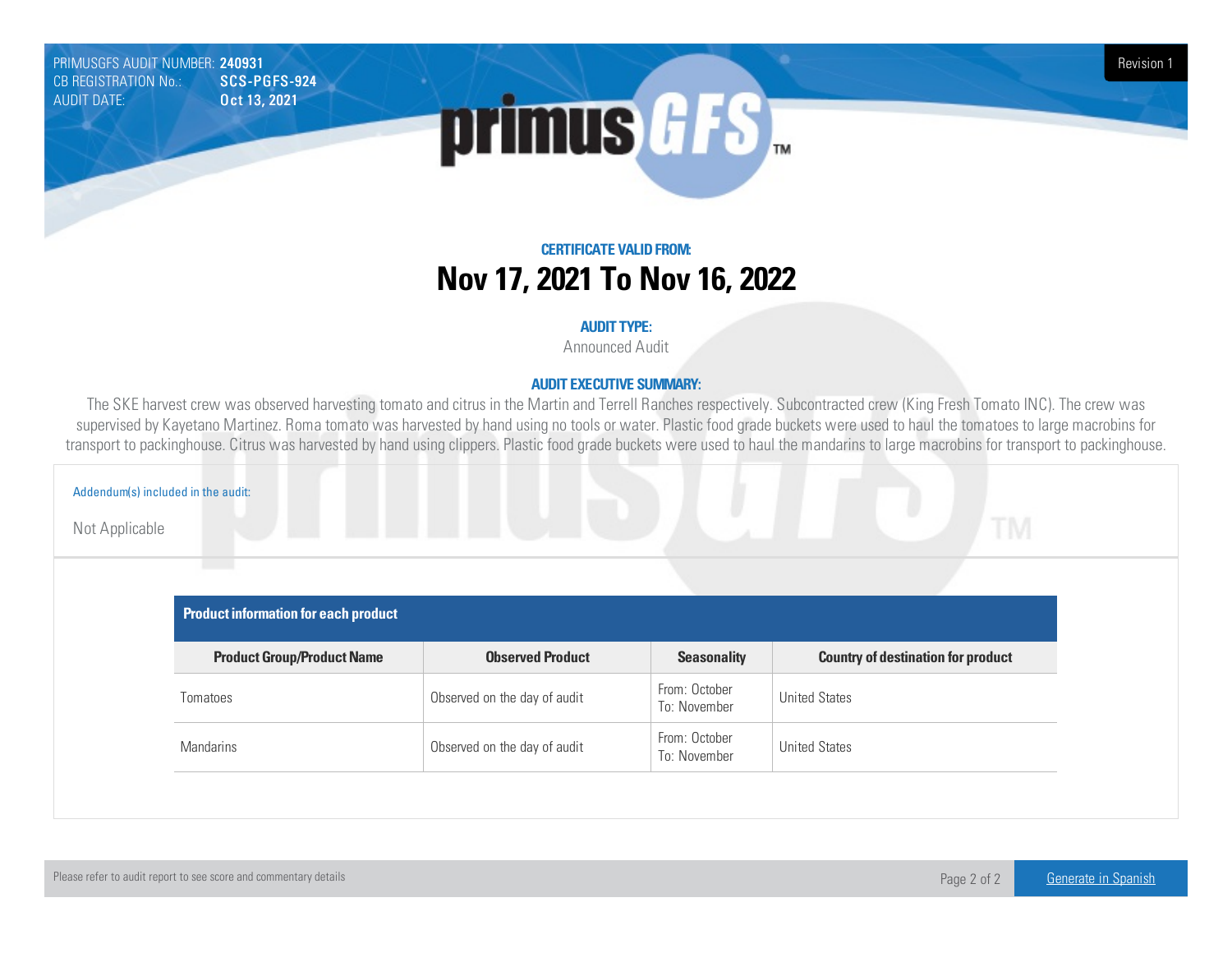PRIMUSGFS AUDIT NUMBER: **240931**
CB REGISTRATION No.: **SCS-PGFS-924**
AUDIT DATE: **Oct 13, 2021**

Revision 1

**CERTIFICATE VALID FROM:**

# Nov 17, 2021 To Nov 16, 2022

**AUDIT TYPE:**

Announced Audit

**AUDIT EXECUTIVE SUMMARY:**

The SKE harvest crew was observed harvesting tomato and citrus in the Martin and Terrell Ranches respectively. Subcontracted crew (King Fresh Tomato INC). The crew was supervised by Kayetano Martinez. Roma tomato was harvested by hand using no tools or water. Plastic food grade buckets were used to haul the tomatoes to large macrobins for transport to packinghouse. Citrus was harvested by hand using clippers. Plastic food grade buckets were used to haul the mandarins to large macrobins for transport to packinghouse.

Addendum(s) included in the audit:

Not Applicable

**Product information for each product**

| Product Group/Product Name | Observed Product | Seasonality | Country of destination for product |
|---|---|---|---|
| Tomatoes | Observed on the day of audit | From: October<br>To: November | United States |
| Mandarins | Observed on the day of audit | From: October<br>To: November | United States |

Please refer to audit report to see score and commentary details

Generate in Spanish